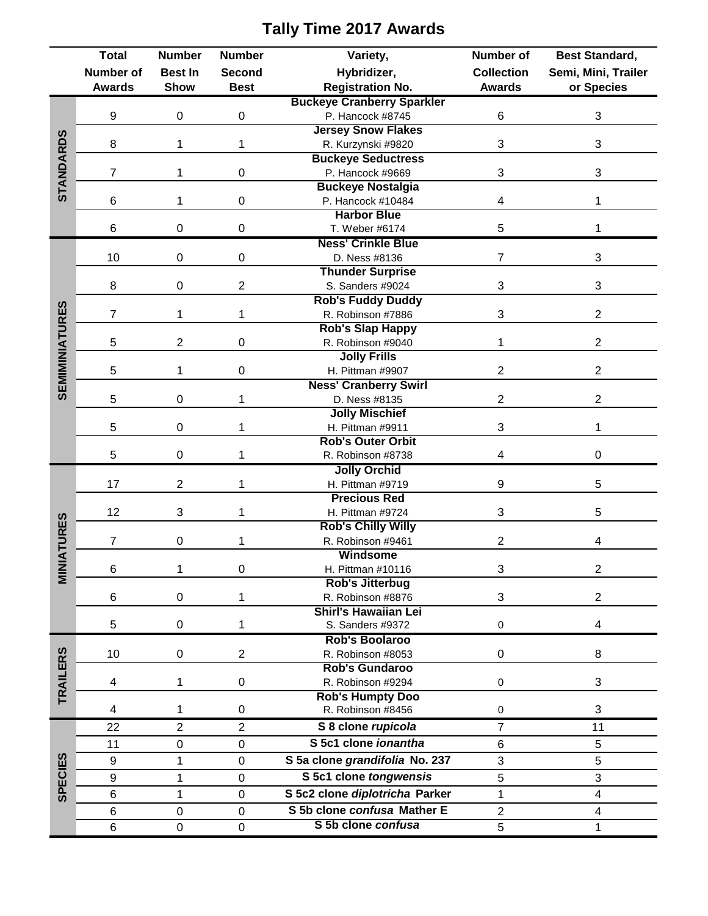# Tally Time 2017 Awards

| Category | Total Number of Awards | Number Best In Show | Number Second Best | Variety, Hybridizer, Registration No. | Number of Collection Awards | Best Standard, Semi, Mini, Trailer or Species |
|---|---|---|---|---|---|---|
| STANDARDS | 9 | 0 | 0 | **Buckeye Cranberry Sparkler** P. Hancock #8745 | 6 | 3 |
| STANDARDS | 8 | 1 | 1 | **Jersey Snow Flakes** R. Kurzynski #9820 | 3 | 3 |
| STANDARDS | 7 | 1 | 0 | **Buckeye Seductress** P. Hancock #9669 | 3 | 3 |
| STANDARDS | 6 | 1 | 0 | **Buckeye Nostalgia** P. Hancock #10484 | 4 | 1 |
| STANDARDS | 6 | 0 | 0 | **Harbor Blue** T. Weber #6174 | 5 | 1 |
| SEMIMINIATURES | 10 | 0 | 0 | **Ness' Crinkle Blue** D. Ness #8136 | 7 | 3 |
| SEMIMINIATURES | 8 | 0 | 2 | **Thunder Surprise** S. Sanders #9024 | 3 | 3 |
| SEMIMINIATURES | 7 | 1 | 1 | **Rob's Fuddy Duddy** R. Robinson #7886 | 3 | 2 |
| SEMIMINIATURES | 5 | 2 | 0 | **Rob's Slap Happy** R. Robinson #9040 | 1 | 2 |
| SEMIMINIATURES | 5 | 1 | 0 | **Jolly Frills** H. Pittman #9907 | 2 | 2 |
| SEMIMINIATURES | 5 | 0 | 1 | **Ness' Cranberry Swirl** D. Ness #8135 | 2 | 2 |
| SEMIMINIATURES | 5 | 0 | 1 | **Jolly Mischief** H. Pittman #9911 | 3 | 1 |
| SEMIMINIATURES | 5 | 0 | 1 | **Rob's Outer Orbit** R. Robinson #8738 | 4 | 0 |
| MINIATURES | 17 | 2 | 1 | **Jolly Orchid** H. Pittman #9719 | 9 | 5 |
| MINIATURES | 12 | 3 | 1 | **Precious Red** H. Pittman #9724 | 3 | 5 |
| MINIATURES | 7 | 0 | 1 | **Rob's Chilly Willy** R. Robinson #9461 | 2 | 4 |
| MINIATURES | 6 | 1 | 0 | **Windsome** H. Pittman #10116 | 3 | 2 |
| MINIATURES | 6 | 0 | 1 | **Rob's Jitterbug** R. Robinson #8876 | 3 | 2 |
| MINIATURES | 5 | 0 | 1 | **Shirl's Hawaiian Lei** S. Sanders #9372 | 0 | 4 |
| TRAILERS | 10 | 0 | 2 | **Rob's Boolaroo** R. Robinson #8053 | 0 | 8 |
| TRAILERS | 4 | 1 | 0 | **Rob's Gundaroo** R. Robinson #9294 | 0 | 3 |
| TRAILERS | 4 | 1 | 0 | **Rob's Humpty Doo** R. Robinson #8456 | 0 | 3 |
| SPECIES | 22 | 2 | 2 | **S 8 clone *rupicola*** | 7 | 11 |
| SPECIES | 11 | 0 | 0 | **S 5c1 clone *ionantha*** | 6 | 5 |
| SPECIES | 9 | 1 | 0 | **S 5a clone *grandifolia* No. 237** | 3 | 5 |
| SPECIES | 9 | 1 | 0 | **S 5c1 clone *tongwensis*** | 5 | 3 |
| SPECIES | 6 | 1 | 0 | **S 5c2 clone *diplotricha* Parker** | 1 | 4 |
| SPECIES | 6 | 0 | 0 | **S 5b clone *confusa* Mather E** | 2 | 4 |
| SPECIES | 6 | 0 | 0 | **S 5b clone *confusa*** | 5 | 1 |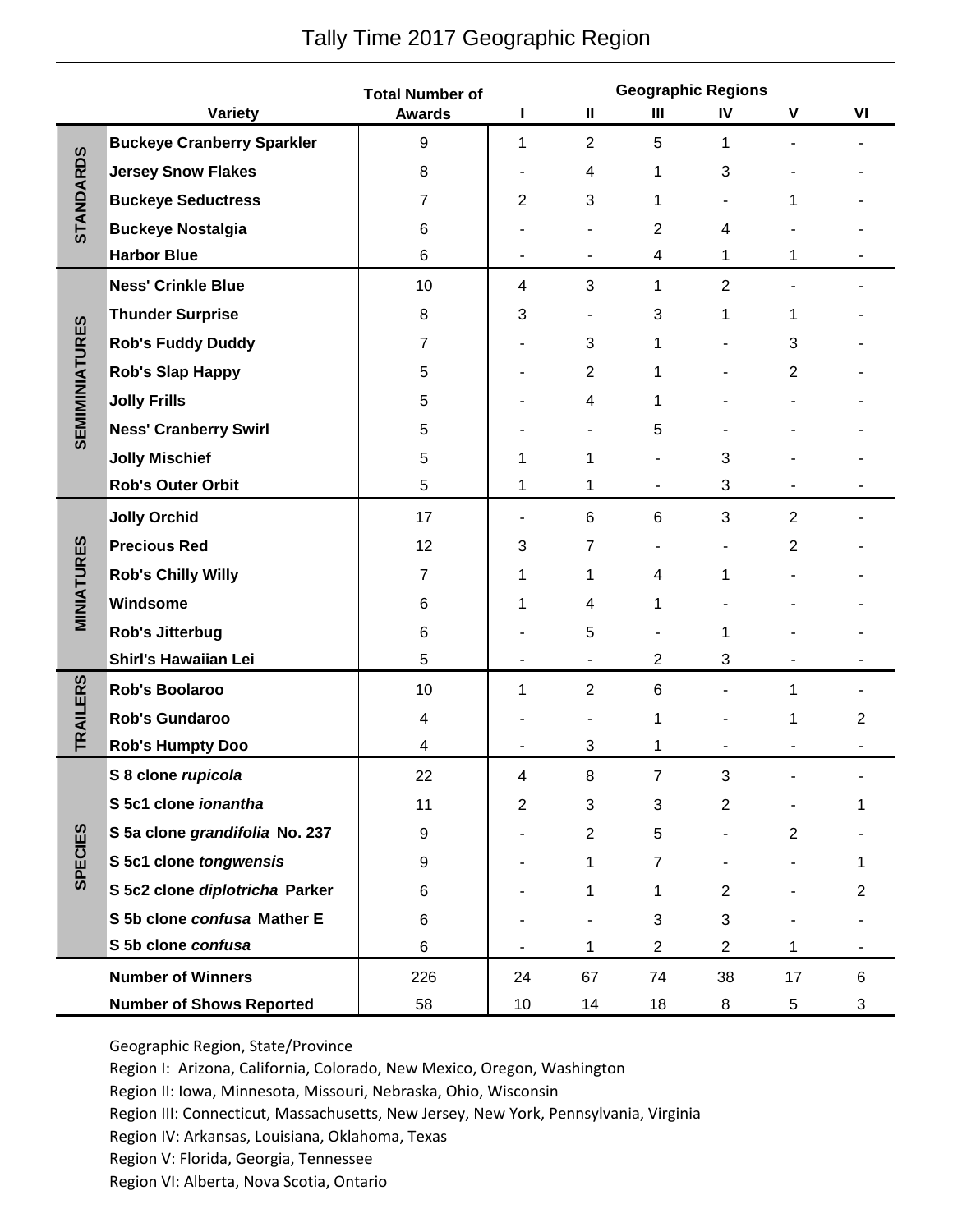# Tally Time 2017 Geographic Region

| | Variety | Total Number of Awards | Geographic Regions I | II | III | IV | V | VI |
|---|---|---|---|---|---|---|---|---|
| STANDARDS | **Buckeye Cranberry Sparkler** | 9 | 1 | 2 | 5 | 1 | - | - |
| | **Jersey Snow Flakes** | 8 | - | 4 | 1 | 3 | - | - |
| | **Buckeye Seductress** | 7 | 2 | 3 | 1 | - | 1 | - |
| | **Buckeye Nostalgia** | 6 | - | - | 2 | 4 | - | - |
| | **Harbor Blue** | 6 | - | - | 4 | 1 | 1 | - |
| SEMIMINIATURES | **Ness' Crinkle Blue** | 10 | 4 | 3 | 1 | 2 | - | - |
| | **Thunder Surprise** | 8 | 3 | - | 3 | 1 | 1 | - |
| | **Rob's Fuddy Duddy** | 7 | - | 3 | 1 | - | 3 | - |
| | **Rob's Slap Happy** | 5 | - | 2 | 1 | - | 2 | - |
| | **Jolly Frills** | 5 | - | 4 | 1 | - | - | - |
| | **Ness' Cranberry Swirl** | 5 | - | - | 5 | - | - | - |
| | **Jolly Mischief** | 5 | 1 | 1 | - | 3 | - | - |
| | **Rob's Outer Orbit** | 5 | 1 | 1 | - | 3 | - | - |
| MINIATURES | **Jolly Orchid** | 17 | - | 6 | 6 | 3 | 2 | - |
| | **Precious Red** | 12 | 3 | 7 | - | - | 2 | - |
| | **Rob's Chilly Willy** | 7 | 1 | 1 | 4 | 1 | - | - |
| | **Windsome** | 6 | 1 | 4 | 1 | - | - | - |
| | **Rob's Jitterbug** | 6 | - | 5 | - | 1 | - | - |
| | **Shirl's Hawaiian Lei** | 5 | - | - | 2 | 3 | - | - |
| TRAILERS | **Rob's Boolaroo** | 10 | 1 | 2 | 6 | - | 1 | - |
| | **Rob's Gundaroo** | 4 | - | - | 1 | - | 1 | 2 |
| | **Rob's Humpty Doo** | 4 | - | 3 | 1 | - | - | - |
| SPECIES | **S 8 clone *rupicola*** | 22 | 4 | 8 | 7 | 3 | - | - |
| | **S 5c1 clone *ionantha*** | 11 | 2 | 3 | 3 | 2 | - | 1 |
| | **S 5a clone *grandifolia* No. 237** | 9 | - | 2 | 5 | - | 2 | - |
| | **S 5c1 clone *tongwensis*** | 9 | - | 1 | 7 | - | - | 1 |
| | **S 5c2 clone *diplotricha* Parker** | 6 | - | 1 | 1 | 2 | - | 2 |
| | **S 5b clone *confusa* Mather E** | 6 | - | - | 3 | 3 | - | - |
| | **S 5b clone *confusa*** | 6 | - | 1 | 2 | 2 | 1 | - |
| | **Number of Winners** | 226 | 24 | 67 | 74 | 38 | 17 | 6 |
| | **Number of Shows Reported** | 58 | 10 | 14 | 18 | 8 | 5 | 3 |

Geographic Region, State/Province

Region I: Arizona, California, Colorado, New Mexico, Oregon, Washington

Region II: Iowa, Minnesota, Missouri, Nebraska, Ohio, Wisconsin

Region III: Connecticut, Massachusetts, New Jersey, New York, Pennsylvania, Virginia

Region IV: Arkansas, Louisiana, Oklahoma, Texas

Region V: Florida, Georgia, Tennessee

Region VI: Alberta, Nova Scotia, Ontario